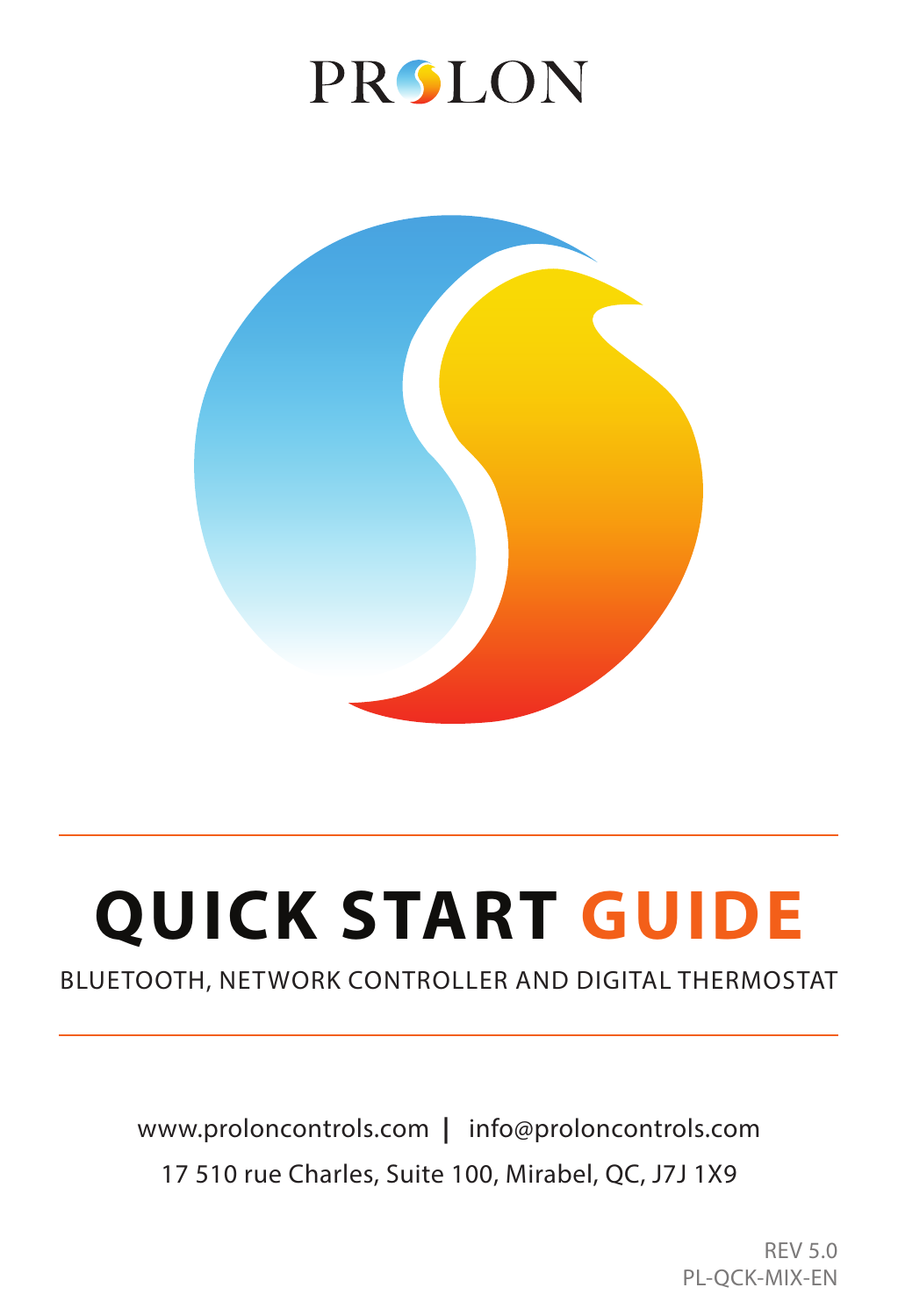PROLON

# QUICK START GUIDE

BLUETOOTH, NETWORK CONTROLLER AND DIGITAL THERMOSTAT

www.proloncontrols.com | info@proloncontrols.com

17 510 rue Charles, Suite 100, Mirabel, QC, J7J 1X9

REV 5.0
PL-QCK-MIX-EN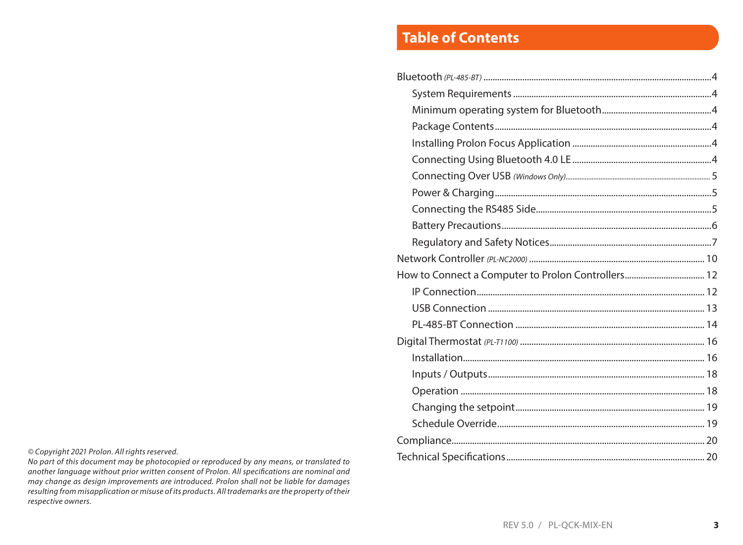*© Copyright 2021 Prolon. All rights reserved.*
*No part of this document may be photocopied or reproduced by any means, or translated to another language without prior written consent of Prolon. All specifications are nominal and may change as design improvements are introduced. Prolon shall not be liable for damages resulting from misapplication or misuse of its products. All trademarks are the property of their respective owners.*

## Table of Contents

- Bluetooth *(PL-485-BT)* .......... 4
  - System Requirements .......... 4
  - Minimum operating system for Bluetooth .......... 4
  - Package Contents .......... 4
  - Installing Prolon Focus Application .......... 4
  - Connecting Using Bluetooth 4.0 LE .......... 4
  - Connecting Over USB *(Windows Only)* .......... 5
  - Power & Charging .......... 5
  - Connecting the RS485 Side .......... 5
  - Battery Precautions .......... 6
  - Regulatory and Safety Notices .......... 7
- Network Controller *(PL-NC2000)* .......... 10
- How to Connect a Computer to Prolon Controllers .......... 12
  - IP Connection .......... 12
  - USB Connection .......... 13
  - PL-485-BT Connection .......... 14
- Digital Thermostat *(PL-T1100)* .......... 16
  - Installation .......... 16
  - Inputs / Outputs .......... 18
  - Operation .......... 18
  - Changing the setpoint .......... 19
  - Schedule Override .......... 19
- Compliance .......... 20
- Technical Specifications .......... 20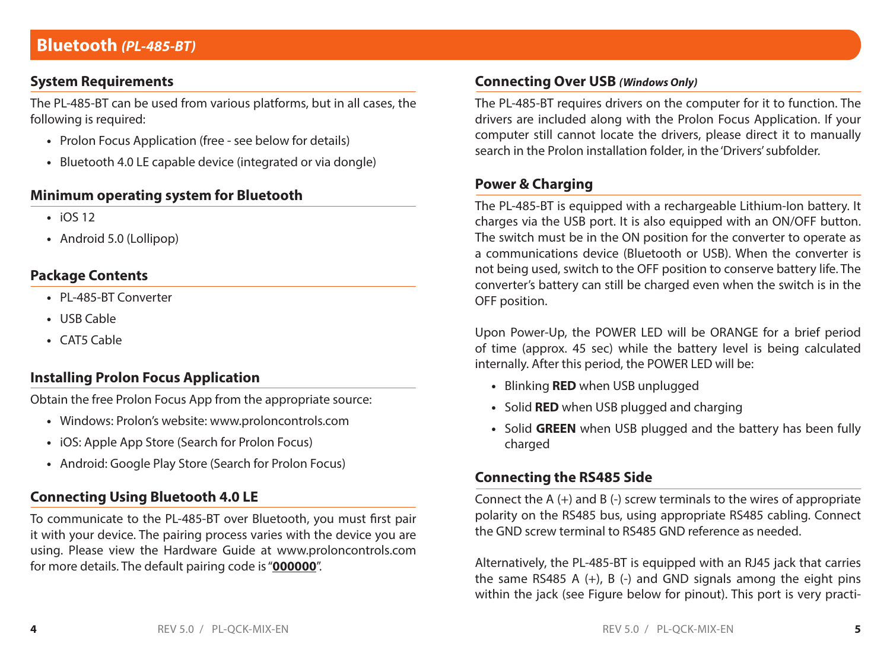# Bluetooth *(PL-485-BT)*

## System Requirements

The PL-485-BT can be used from various platforms, but in all cases, the following is required:

- Prolon Focus Application (free - see below for details)
- Bluetooth 4.0 LE capable device (integrated or via dongle)

## Minimum operating system for Bluetooth

- iOS 12
- Android 5.0 (Lollipop)

## Package Contents

- PL-485-BT Converter
- USB Cable
- CAT5 Cable

## Installing Prolon Focus Application

Obtain the free Prolon Focus App from the appropriate source:

- Windows: Prolon's website: www.proloncontrols.com
- iOS: Apple App Store (Search for Prolon Focus)
- Android: Google Play Store (Search for Prolon Focus)

## Connecting Using Bluetooth 4.0 LE

To communicate to the PL-485-BT over Bluetooth, you must first pair it with your device. The pairing process varies with the device you are using. Please view the Hardware Guide at www.proloncontrols.com for more details. The default pairing code is "**000000**".

## Connecting Over USB *(Windows Only)*

The PL-485-BT requires drivers on the computer for it to function. The drivers are included along with the Prolon Focus Application. If your computer still cannot locate the drivers, please direct it to manually search in the Prolon installation folder, in the 'Drivers' subfolder.

## Power & Charging

The PL-485-BT is equipped with a rechargeable Lithium-Ion battery. It charges via the USB port. It is also equipped with an ON/OFF button. The switch must be in the ON position for the converter to operate as a communications device (Bluetooth or USB). When the converter is not being used, switch to the OFF position to conserve battery life. The converter's battery can still be charged even when the switch is in the OFF position.

Upon Power-Up, the POWER LED will be ORANGE for a brief period of time (approx. 45 sec) while the battery level is being calculated internally. After this period, the POWER LED will be:

- Blinking **RED** when USB unplugged
- Solid **RED** when USB plugged and charging
- Solid **GREEN** when USB plugged and the battery has been fully charged

## Connecting the RS485 Side

Connect the A (+) and B (-) screw terminals to the wires of appropriate polarity on the RS485 bus, using appropriate RS485 cabling. Connect the GND screw terminal to RS485 GND reference as needed.

Alternatively, the PL-485-BT is equipped with an RJ45 jack that carries the same RS485 A (+), B (-) and GND signals among the eight pins within the jack (see Figure below for pinout). This port is very practi-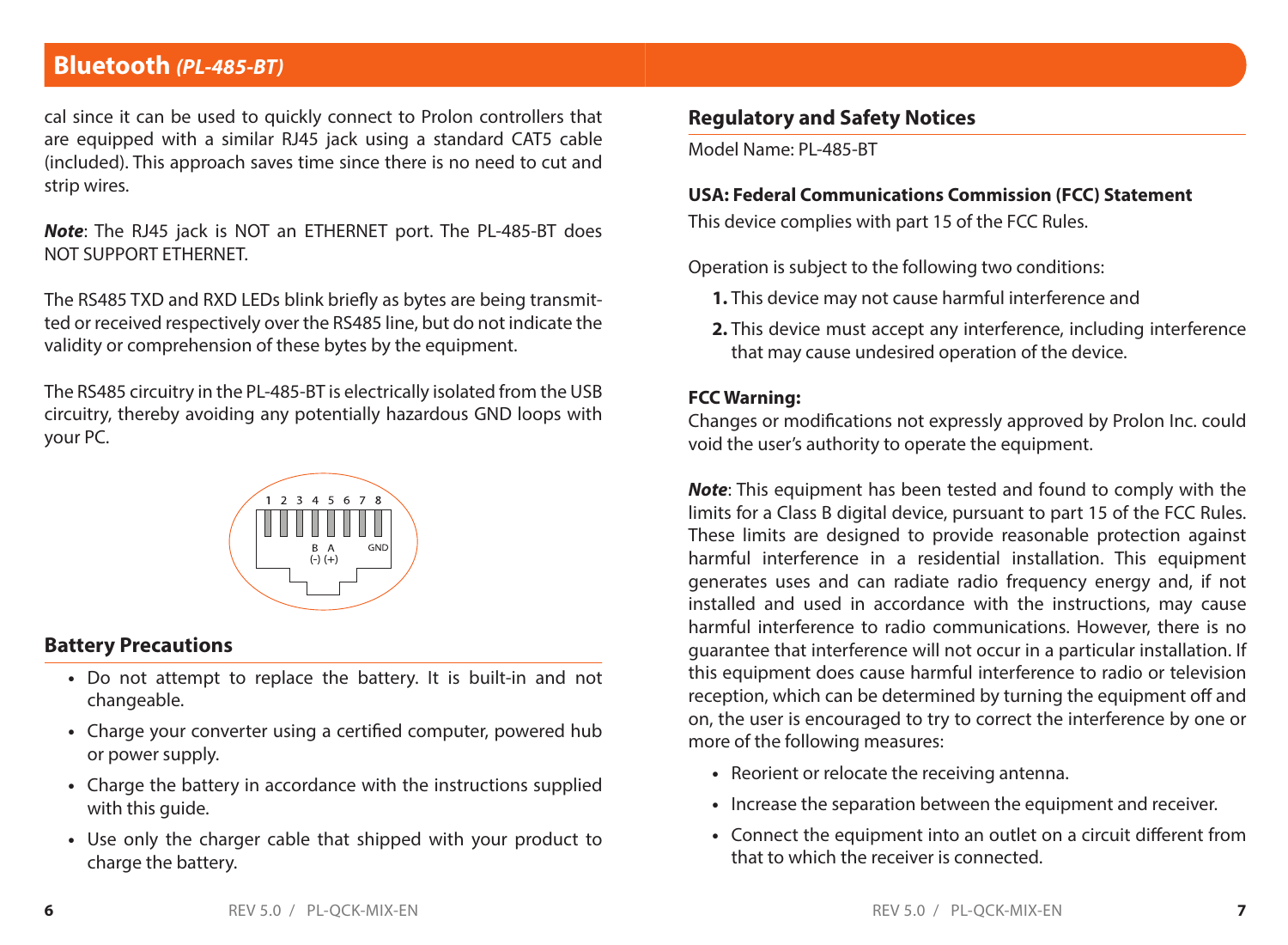## Bluetooth *(PL-485-BT)*

cal since it can be used to quickly connect to Prolon controllers that are equipped with a similar RJ45 jack using a standard CAT5 cable (included). This approach saves time since there is no need to cut and strip wires.

***Note***: The RJ45 jack is NOT an ETHERNET port. The PL-485-BT does NOT SUPPORT ETHERNET.

The RS485 TXD and RXD LEDs blink briefly as bytes are being transmitted or received respectively over the RS485 line, but do not indicate the validity or comprehension of these bytes by the equipment.

The RS485 circuitry in the PL-485-BT is electrically isolated from the USB circuitry, thereby avoiding any potentially hazardous GND loops with your PC.

1 2 3 4 5 6 7 8

B (-) A (+) GND

### Battery Precautions

- Do not attempt to replace the battery. It is built-in and not changeable.
- Charge your converter using a certified computer, powered hub or power supply.
- Charge the battery in accordance with the instructions supplied with this guide.
- Use only the charger cable that shipped with your product to charge the battery.

### Regulatory and Safety Notices

Model Name: PL-485-BT

**USA: Federal Communications Commission (FCC) Statement**

This device complies with part 15 of the FCC Rules.

Operation is subject to the following two conditions:

1. This device may not cause harmful interference and
2. This device must accept any interference, including interference that may cause undesired operation of the device.

**FCC Warning:**

Changes or modifications not expressly approved by Prolon Inc. could void the user's authority to operate the equipment.

***Note***: This equipment has been tested and found to comply with the limits for a Class B digital device, pursuant to part 15 of the FCC Rules. These limits are designed to provide reasonable protection against harmful interference in a residential installation. This equipment generates uses and can radiate radio frequency energy and, if not installed and used in accordance with the instructions, may cause harmful interference to radio communications. However, there is no guarantee that interference will not occur in a particular installation. If this equipment does cause harmful interference to radio or television reception, which can be determined by turning the equipment off and on, the user is encouraged to try to correct the interference by one or more of the following measures:

- Reorient or relocate the receiving antenna.
- Increase the separation between the equipment and receiver.
- Connect the equipment into an outlet on a circuit different from that to which the receiver is connected.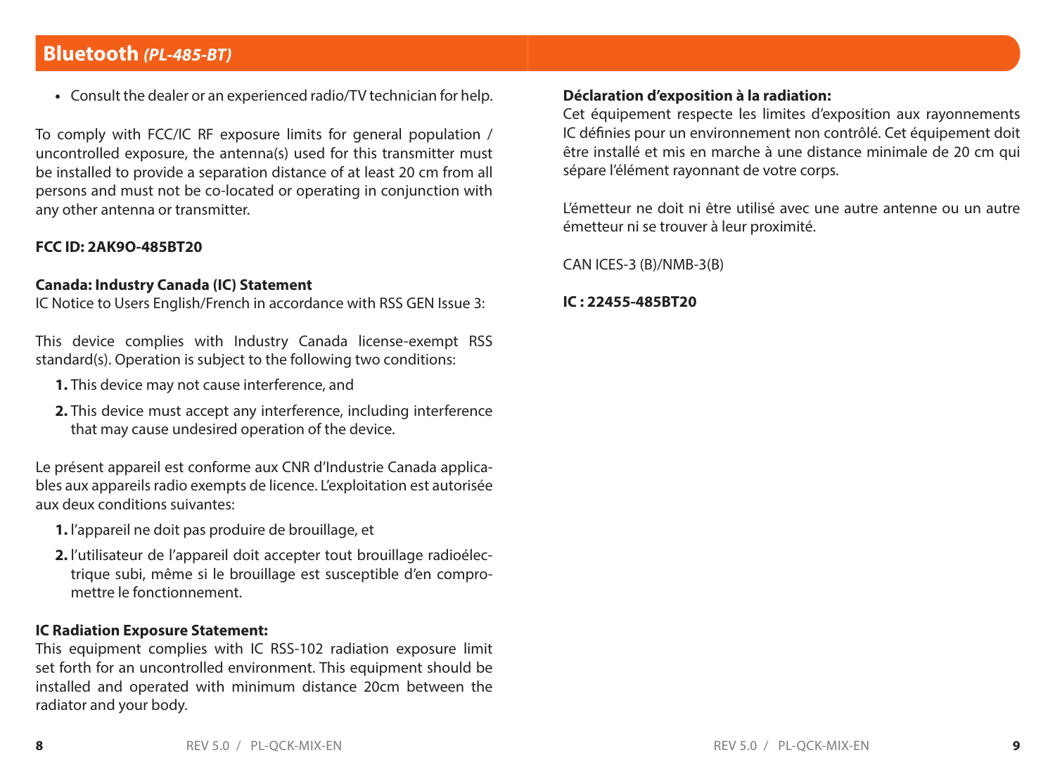## Bluetooth *(PL-485-BT)*

- Consult the dealer or an experienced radio/TV technician for help.

To comply with FCC/IC RF exposure limits for general population / uncontrolled exposure, the antenna(s) used for this transmitter must be installed to provide a separation distance of at least 20 cm from all persons and must not be co-located or operating in conjunction with any other antenna or transmitter.

**FCC ID: 2AK9O-485BT20**

**Canada: Industry Canada (IC) Statement**
IC Notice to Users English/French in accordance with RSS GEN Issue 3:

This device complies with Industry Canada license-exempt RSS standard(s). Operation is subject to the following two conditions:

1. This device may not cause interference, and
2. This device must accept any interference, including interference that may cause undesired operation of the device.

Le présent appareil est conforme aux CNR d'Industrie Canada applicables aux appareils radio exempts de licence. L'exploitation est autorisée aux deux conditions suivantes:

1. l'appareil ne doit pas produire de brouillage, et
2. l'utilisateur de l'appareil doit accepter tout brouillage radioélectrique subi, même si le brouillage est susceptible d'en compromettre le fonctionnement.

**IC Radiation Exposure Statement:**
This equipment complies with IC RSS-102 radiation exposure limit set forth for an uncontrolled environment. This equipment should be installed and operated with minimum distance 20cm between the radiator and your body.

**Déclaration d'exposition à la radiation:**
Cet équipement respecte les limites d'exposition aux rayonnements IC définies pour un environnement non contrôlé. Cet équipement doit être installé et mis en marche à une distance minimale de 20 cm qui sépare l'élément rayonnant de votre corps.

L'émetteur ne doit ni être utilisé avec une autre antenne ou un autre émetteur ni se trouver à leur proximité.

CAN ICES-3 (B)/NMB-3(B)

**IC : 22455-485BT20**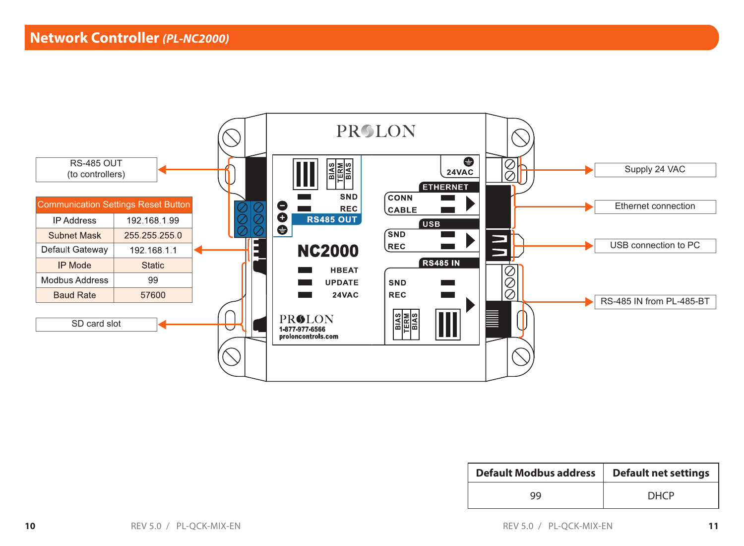# Network Controller *(PL-NC2000)*

RS-485 OUT (to controllers)

| Communication Settings Reset Button | |
|---|---|
| IP Address | 192.168.1.99 |
| Subnet Mask | 255.255.255.0 |
| Default Gateway | 192.168.1.1 |
| IP Mode | Static |
| Modbus Address | 99 |
| Baud Rate | 57600 |

SD card slot

Supply 24 VAC

Ethernet connection

USB connection to PC

RS-485 IN from PL-485-BT

| Default Modbus address | Default net settings |
|---|---|
| 99 | DHCP |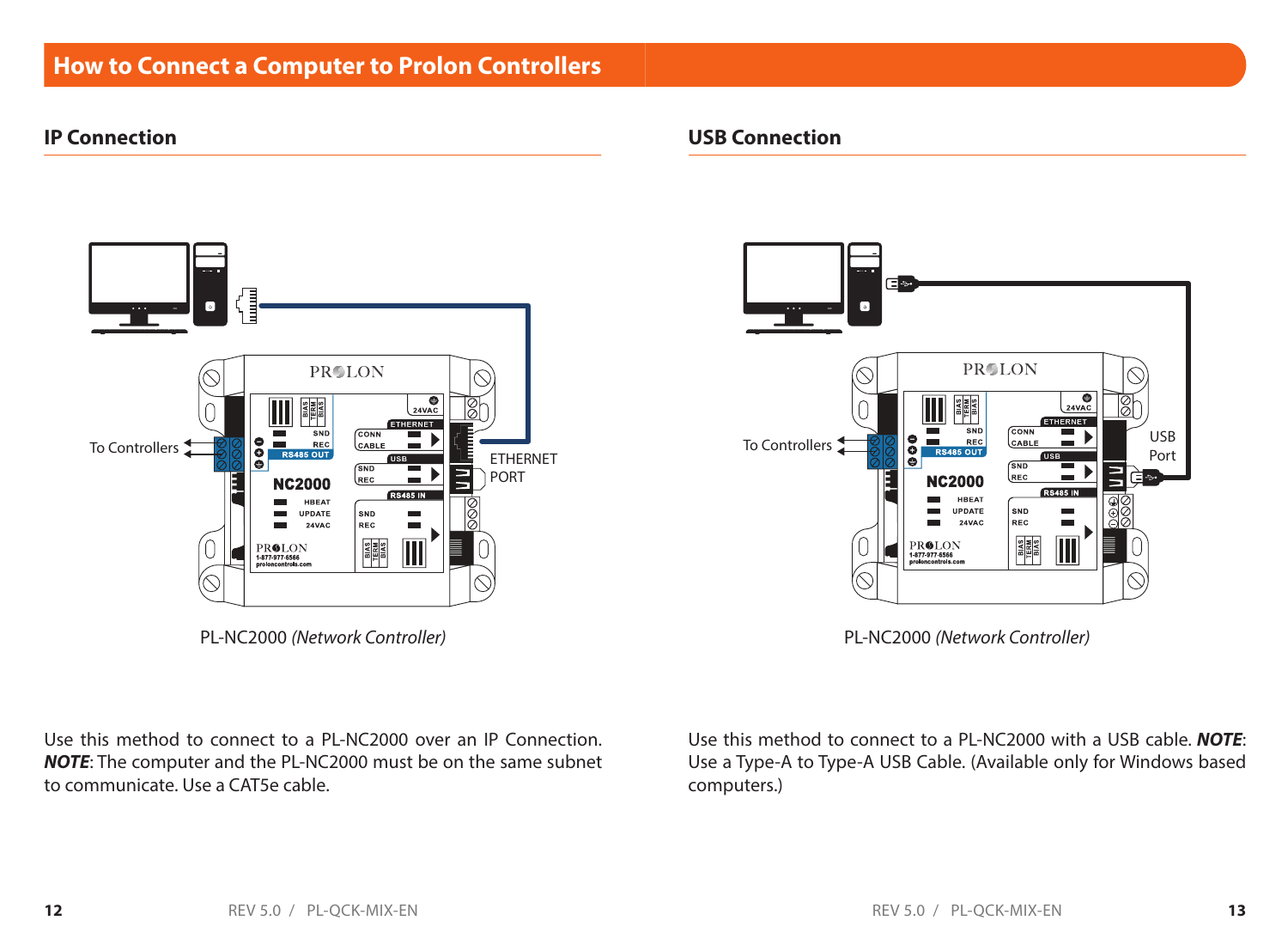# How to Connect a Computer to Prolon Controllers

## IP Connection

To Controllers

ETHERNET PORT

PL-NC2000 *(Network Controller)*

Use this method to connect to a PL-NC2000 over an IP Connection. ***NOTE***: The computer and the PL-NC2000 must be on the same subnet to communicate. Use a CAT5e cable.

## USB Connection

To Controllers

USB Port

PL-NC2000 *(Network Controller)*

Use this method to connect to a PL-NC2000 with a USB cable. ***NOTE***: Use a Type-A to Type-A USB Cable. (Available only for Windows based computers.)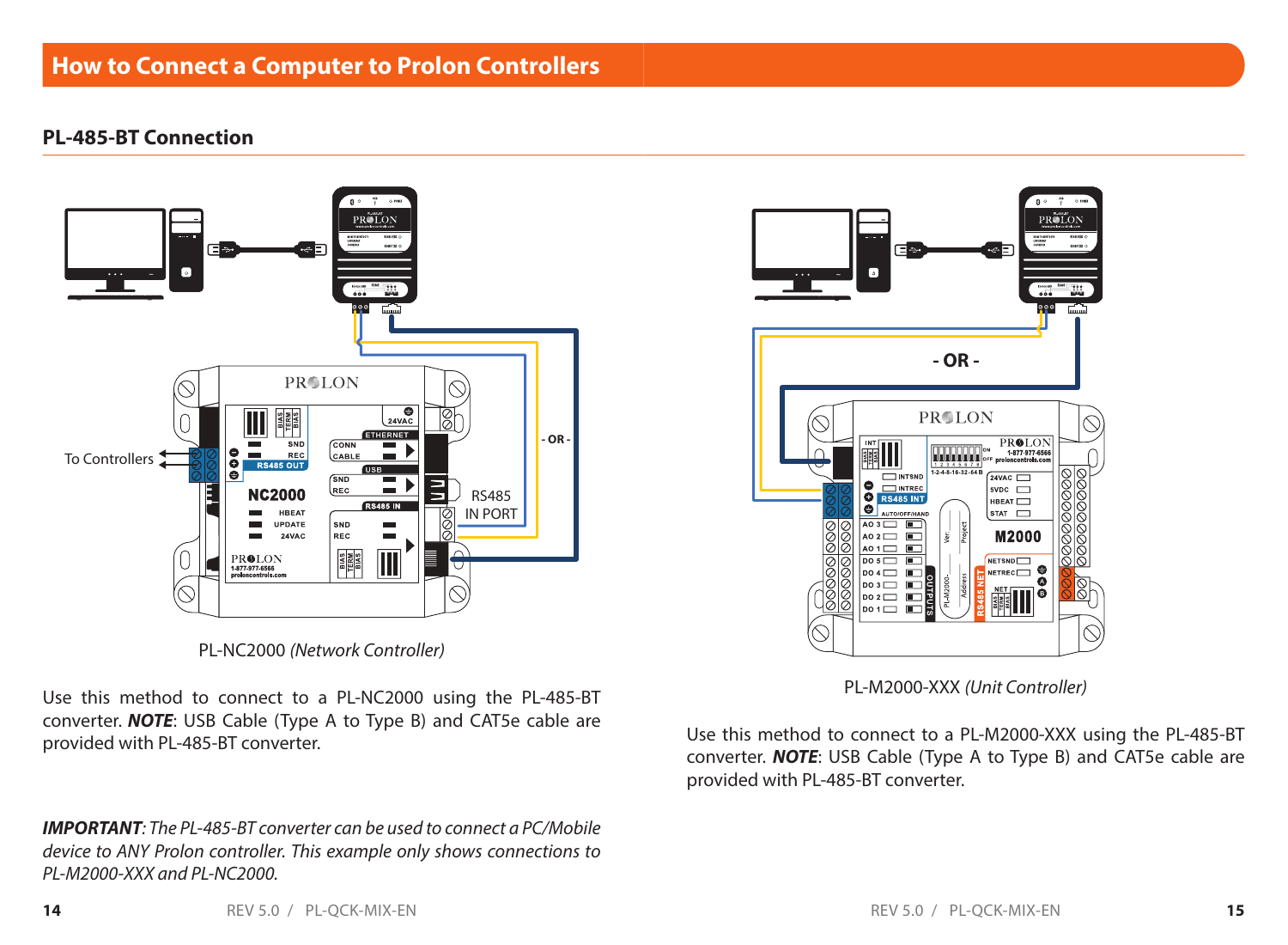# How to Connect a Computer to Prolon Controllers

## PL-485-BT Connection

PL-NC2000 *(Network Controller)*

Use this method to connect to a PL-NC2000 using the PL-485-BT converter. ***NOTE***: USB Cable (Type A to Type B) and CAT5e cable are provided with PL-485-BT converter.

***IMPORTANT****: The PL-485-BT converter can be used to connect a PC/Mobile device to ANY Prolon controller. This example only shows connections to PL-M2000-XXX and PL-NC2000.*

PL-M2000-XXX *(Unit Controller)*

Use this method to connect to a PL-M2000-XXX using the PL-485-BT converter. ***NOTE***: USB Cable (Type A to Type B) and CAT5e cable are provided with PL-485-BT converter.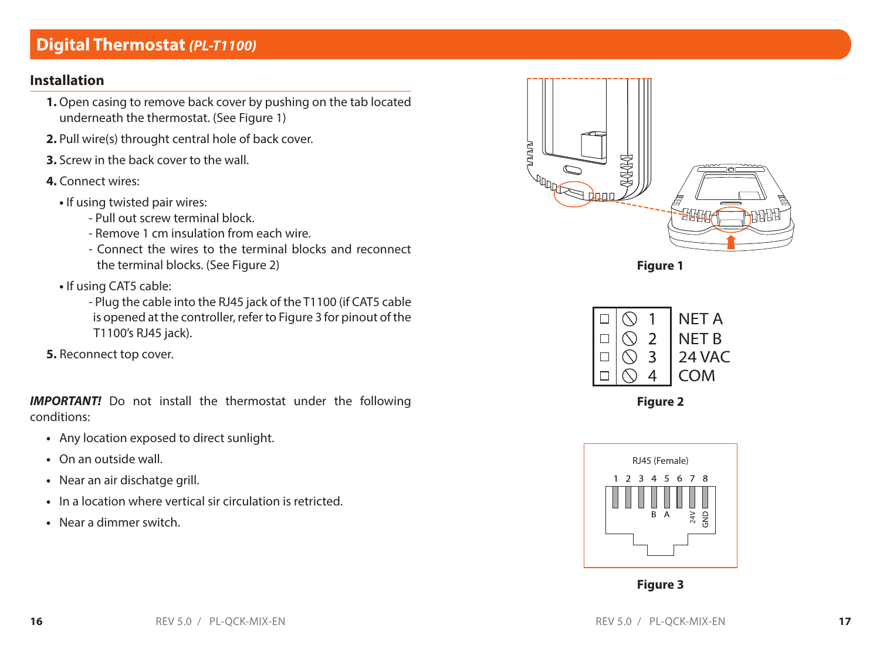# Digital Thermostat *(PL-T1100)*

## Installation

1. Open casing to remove back cover by pushing on the tab located underneath the thermostat. (See Figure 1)
2. Pull wire(s) throught central hole of back cover.
3. Screw in the back cover to the wall.
4. Connect wires:
   - If using twisted pair wires:
     - Pull out screw terminal block.
     - Remove 1 cm insulation from each wire.
     - Connect the wires to the terminal blocks and reconnect the terminal blocks. (See Figure 2)
   - If using CAT5 cable:
     - Plug the cable into the RJ45 jack of the T1100 (if CAT5 cable is opened at the controller, refer to Figure 3 for pinout of the T1100's RJ45 jack).
5. Reconnect top cover.

***IMPORTANT!*** Do not install the thermostat under the following conditions:

- Any location exposed to direct sunlight.
- On an outside wall.
- Near an air dischatge grill.
- In a location where vertical sir circulation is retricted.
- Near a dimmer switch.

**Figure 1**

| Terminal | Function |
|---|---|
| 1 | NET A |
| 2 | NET B |
| 3 | 24 VAC |
| 4 | COM |

**Figure 2**

RJ45 (Female)

| Pin | 1 | 2 | 3 | 4 | 5 | 6 | 7 | 8 |
|---|---|---|---|---|---|---|---|---|
| Signal | | | | B | A | | 24V | GND |

**Figure 3**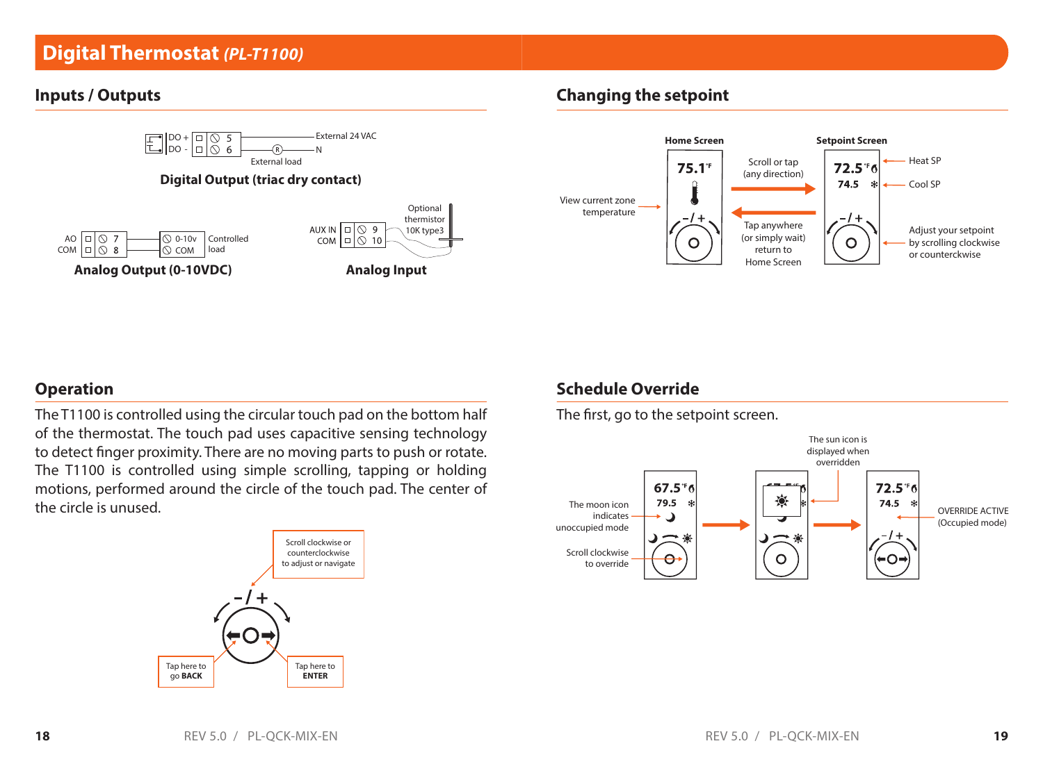# Digital Thermostat *(PL-T1100)*

## Inputs / Outputs

DO + | 5 — External 24 VAC
DO - | 6 — (R) — N
External load

**Digital Output (triac dry contact)**

AO | 7 — 0-10v | Controlled load
COM | 8 — COM

**Analog Output (0-10VDC)**

AUX IN | 9
COM | 10
Optional thermistor 10K type3

**Analog Input**

## Operation

The T1100 is controlled using the circular touch pad on the bottom half of the thermostat. The touch pad uses capacitive sensing technology to detect finger proximity. There are no moving parts to push or rotate. The T1100 is controlled using simple scrolling, tapping or holding motions, performed around the circle of the touch pad. The center of the circle is unused.

- Scroll clockwise or counterclockwise to adjust or navigate
- Tap here to go **BACK**
- Tap here to **ENTER**

## Changing the setpoint

**Home Screen** — 75.1°F
- View current zone temperature

Scroll or tap (any direction) →

← Tap anywhere (or simply wait) return to Home Screen

**Setpoint Screen** — 72.5°F / 74.5
- Heat SP
- Cool SP
- Adjust your setpoint by scrolling clockwise or counterckwise

## Schedule Override

The first, go to the setpoint screen.

- The moon icon indicates unoccupied mode (67.5°F / 79.5)
- Scroll clockwise to override
- The sun icon is displayed when overridden
- OVERRIDE ACTIVE (Occupied mode) (72.5°F / 74.5)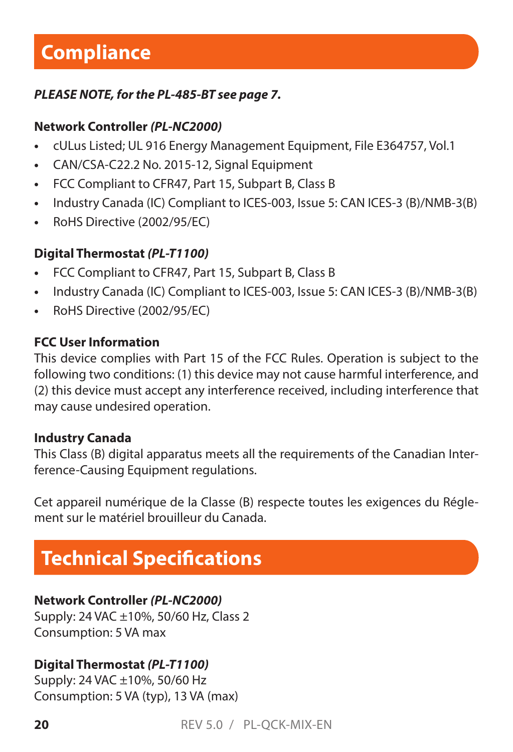# Compliance

***PLEASE NOTE, for the PL-485-BT see page 7.***

**Network Controller *(PL-NC2000)***

- cULus Listed; UL 916 Energy Management Equipment, File E364757, Vol.1
- CAN/CSA-C22.2 No. 2015-12, Signal Equipment
- FCC Compliant to CFR47, Part 15, Subpart B, Class B
- Industry Canada (IC) Compliant to ICES-003, Issue 5: CAN ICES-3 (B)/NMB-3(B)
- RoHS Directive (2002/95/EC)

**Digital Thermostat *(PL-T1100)***

- FCC Compliant to CFR47, Part 15, Subpart B, Class B
- Industry Canada (IC) Compliant to ICES-003, Issue 5: CAN ICES-3 (B)/NMB-3(B)
- RoHS Directive (2002/95/EC)

**FCC User Information**

This device complies with Part 15 of the FCC Rules. Operation is subject to the following two conditions: (1) this device may not cause harmful interference, and (2) this device must accept any interference received, including interference that may cause undesired operation.

**Industry Canada**

This Class (B) digital apparatus meets all the requirements of the Canadian Interference-Causing Equipment regulations.

Cet appareil numérique de la Classe (B) respecte toutes les exigences du Réglement sur le matériel brouilleur du Canada.

# Technical Specifications

**Network Controller *(PL-NC2000)***

Supply: 24 VAC ±10%, 50/60 Hz, Class 2
Consumption: 5 VA max

**Digital Thermostat *(PL-T1100)***

Supply: 24 VAC ±10%, 50/60 Hz
Consumption: 5 VA (typ), 13 VA (max)